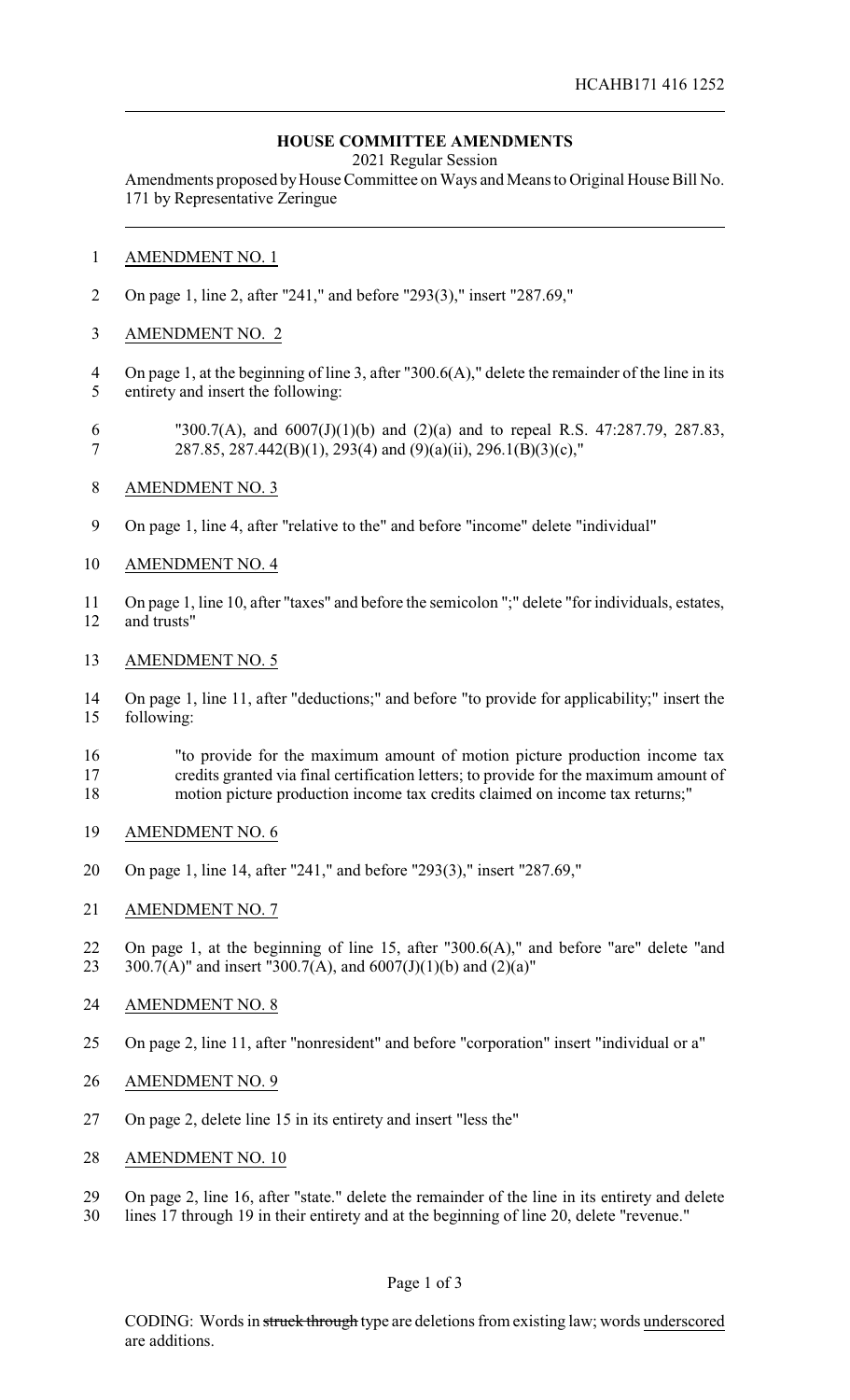HCAHB171 416 1252

**HOUSE COMMITTEE AMENDMENTS**

2021 Regular Session

Amendments proposed by House Committee on Ways and Means to Original House Bill No. 171 by Representative Zeringue

AMENDMENT NO. 1

On page 1, line 2, after "241," and before "293(3)," insert "287.69,"

AMENDMENT NO. 2

On page 1, at the beginning of line 3, after "300.6(A)," delete the remainder of the line in its entirety and insert the following:

"300.7(A), and 6007(J)(1)(b) and (2)(a) and to repeal R.S. 47:287.79, 287.83, 287.85, 287.442(B)(1), 293(4) and (9)(a)(ii), 296.1(B)(3)(c),"

AMENDMENT NO. 3

On page 1, line 4, after "relative to the" and before "income" delete "individual"

AMENDMENT NO. 4

On page 1, line 10, after "taxes" and before the semicolon ";" delete "for individuals, estates, and trusts"

AMENDMENT NO. 5

On page 1, line 11, after "deductions;" and before "to provide for applicability;" insert the following:

"to provide for the maximum amount of motion picture production income tax credits granted via final certification letters; to provide for the maximum amount of motion picture production income tax credits claimed on income tax returns;"

AMENDMENT NO. 6

On page 1, line 14, after "241," and before "293(3)," insert "287.69,"

AMENDMENT NO. 7

On page 1, at the beginning of line 15, after "300.6(A)," and before "are" delete "and 300.7(A)" and insert "300.7(A), and 6007(J)(1)(b) and (2)(a)"

AMENDMENT NO. 8

On page 2, line 11, after "nonresident" and before "corporation" insert "individual or a"

AMENDMENT NO. 9

On page 2, delete line 15 in its entirety and insert "less the"

AMENDMENT NO. 10

On page 2, line 16, after "state." delete the remainder of the line in its entirety and delete lines 17 through 19 in their entirety and at the beginning of line 20, delete "revenue."

CODING: Words in ~~struck through~~ type are deletions from existing law; words underscored are additions.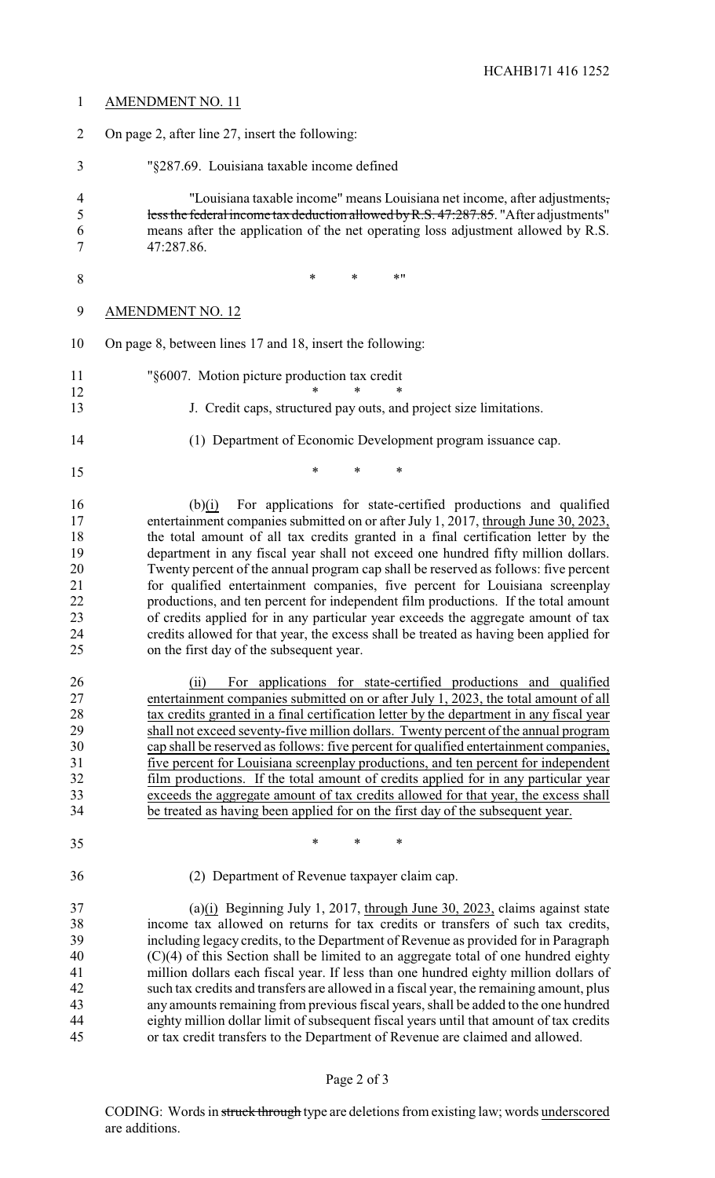AMENDMENT NO. 11

On page 2, after line 27, insert the following:

"§287.69. Louisiana taxable income defined

"Louisiana taxable income" means Louisiana net income, after adjustments, ~~less the federal income tax deduction allowed by R.S. 47:287.85~~. "After adjustments" means after the application of the net operating loss adjustment allowed by R.S. 47:287.86.

\* \* \*"

AMENDMENT NO. 12

On page 8, between lines 17 and 18, insert the following:

"§6007. Motion picture production tax credit

\* \* \*

J. Credit caps, structured pay outs, and project size limitations.

(1) Department of Economic Development program issuance cap.

\* \* \*

(b)<u>(i)</u> For applications for state-certified productions and qualified entertainment companies submitted on or after July 1, 2017, <u>through June 30, 2023,</u> the total amount of all tax credits granted in a final certification letter by the department in any fiscal year shall not exceed one hundred fifty million dollars. Twenty percent of the annual program cap shall be reserved as follows: five percent for qualified entertainment companies, five percent for Louisiana screenplay productions, and ten percent for independent film productions. If the total amount of credits applied for in any particular year exceeds the aggregate amount of tax credits allowed for that year, the excess shall be treated as having been applied for on the first day of the subsequent year.

<u>(ii) For applications for state-certified productions and qualified entertainment companies submitted on or after July 1, 2023, the total amount of all tax credits granted in a final certification letter by the department in any fiscal year shall not exceed seventy-five million dollars. Twenty percent of the annual program cap shall be reserved as follows: five percent for qualified entertainment companies, five percent for Louisiana screenplay productions, and ten percent for independent film productions. If the total amount of credits applied for in any particular year exceeds the aggregate amount of tax credits allowed for that year, the excess shall be treated as having been applied for on the first day of the subsequent year.</u>

\* \* \*

(2) Department of Revenue taxpayer claim cap.

(a)<u>(i)</u> Beginning July 1, 2017, <u>through June 30, 2023,</u> claims against state income tax allowed on returns for tax credits or transfers of such tax credits, including legacy credits, to the Department of Revenue as provided for in Paragraph (C)(4) of this Section shall be limited to an aggregate total of one hundred eighty million dollars each fiscal year. If less than one hundred eighty million dollars of such tax credits and transfers are allowed in a fiscal year, the remaining amount, plus any amounts remaining from previous fiscal years, shall be added to the one hundred eighty million dollar limit of subsequent fiscal years until that amount of tax credits or tax credit transfers to the Department of Revenue are claimed and allowed.

CODING: Words in ~~struck through~~ type are deletions from existing law; words <u>underscored</u> are additions.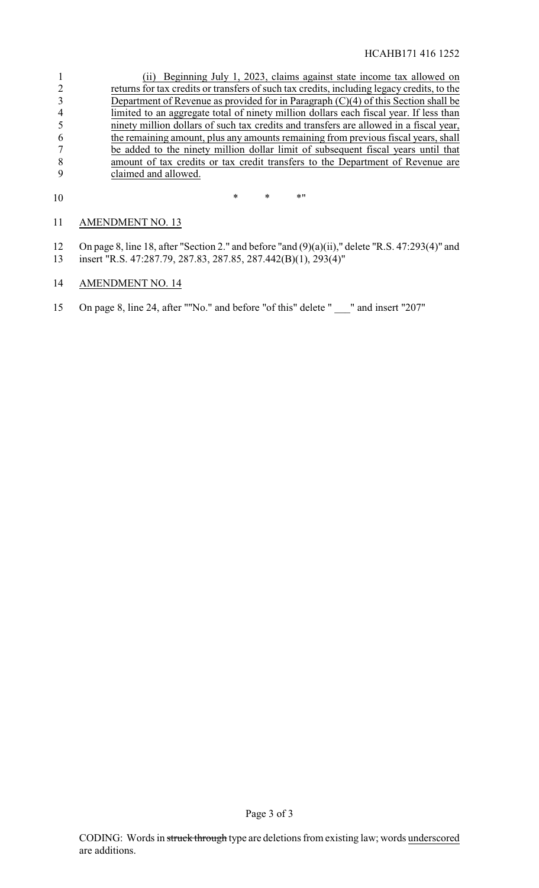(ii) Beginning July 1, 2023, claims against state income tax allowed on returns for tax credits or transfers of such tax credits, including legacy credits, to the Department of Revenue as provided for in Paragraph (C)(4) of this Section shall be limited to an aggregate total of ninety million dollars each fiscal year. If less than ninety million dollars of such tax credits and transfers are allowed in a fiscal year, the remaining amount, plus any amounts remaining from previous fiscal years, shall be added to the ninety million dollar limit of subsequent fiscal years until that amount of tax credits or tax credit transfers to the Department of Revenue are claimed and allowed.

\* \* \*"

AMENDMENT NO. 13

On page 8, line 18, after "Section 2." and before "and (9)(a)(ii)," delete "R.S. 47:293(4)" and insert "R.S. 47:287.79, 287.83, 287.85, 287.442(B)(1), 293(4)"

AMENDMENT NO. 14

On page 8, line 24, after ""No." and before "of this" delete " ___" and insert "207"

CODING: Words in ~~struck through~~ type are deletions from existing law; words underscored are additions.